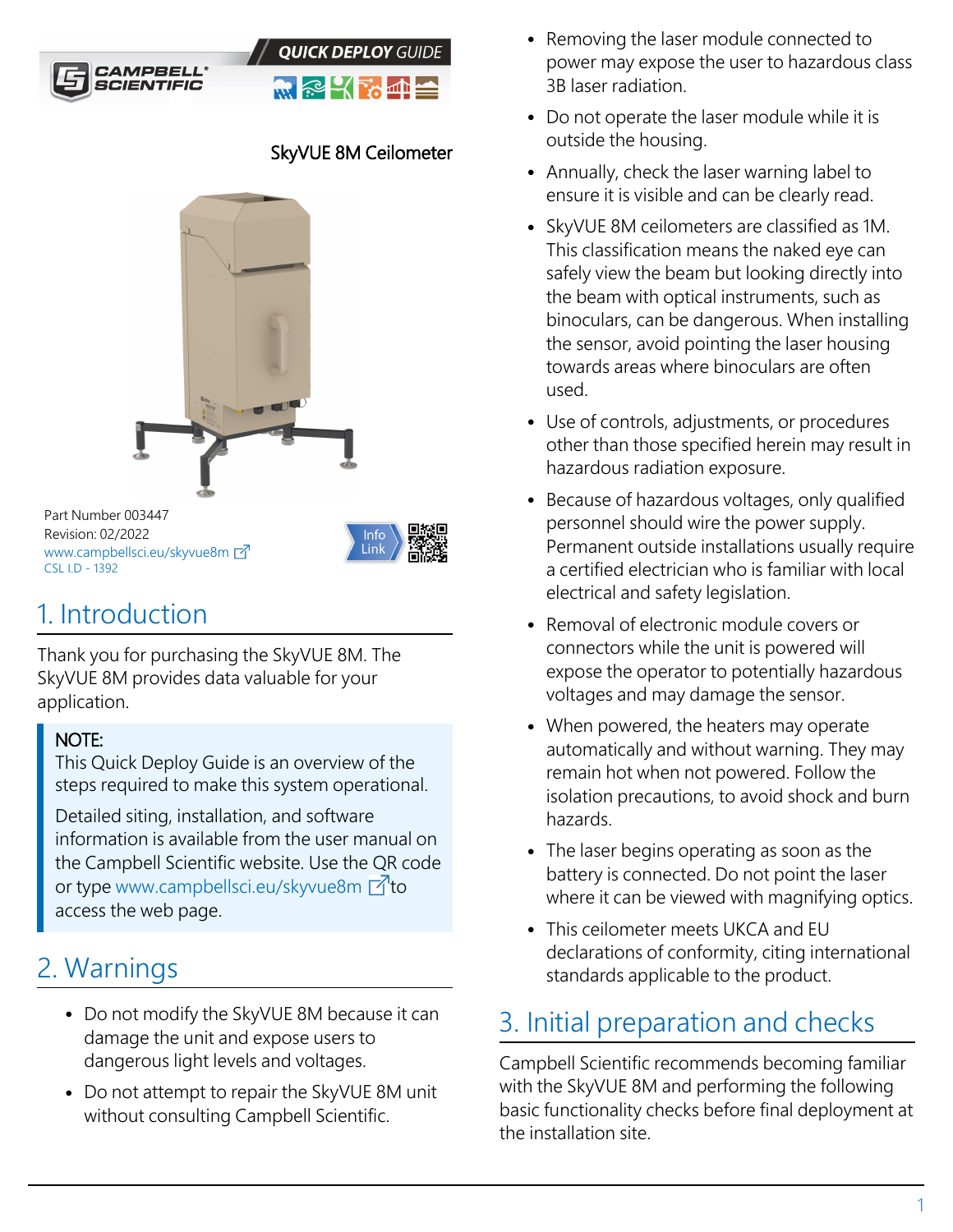QUICK DEPLOY GUIDE

# SkyVUE 8M Ceilometer

Part Number 003447
Revision: 02/2022
www.campbellsci.eu/skyvue8m
CSL I.D - 1392

Info Link

## 1. Introduction

Thank you for purchasing the SkyVUE 8M. The SkyVUE 8M provides data valuable for your application.

> NOTE:
> This Quick Deploy Guide is an overview of the steps required to make this system operational.
>
> Detailed siting, installation, and software information is available from the user manual on the Campbell Scientific website. Use the QR code or type www.campbellsci.eu/skyvue8m to access the web page.

## 2. Warnings

- Do not modify the SkyVUE 8M because it can damage the unit and expose users to dangerous light levels and voltages.
- Do not attempt to repair the SkyVUE 8M unit without consulting Campbell Scientific.
- Removing the laser module connected to power may expose the user to hazardous class 3B laser radiation.
- Do not operate the laser module while it is outside the housing.
- Annually, check the laser warning label to ensure it is visible and can be clearly read.
- SkyVUE 8M ceilometers are classified as 1M. This classification means the naked eye can safely view the beam but looking directly into the beam with optical instruments, such as binoculars, can be dangerous. When installing the sensor, avoid pointing the laser housing towards areas where binoculars are often used.
- Use of controls, adjustments, or procedures other than those specified herein may result in hazardous radiation exposure.
- Because of hazardous voltages, only qualified personnel should wire the power supply. Permanent outside installations usually require a certified electrician who is familiar with local electrical and safety legislation.
- Removal of electronic module covers or connectors while the unit is powered will expose the operator to potentially hazardous voltages and may damage the sensor.
- When powered, the heaters may operate automatically and without warning. They may remain hot when not powered. Follow the isolation precautions, to avoid shock and burn hazards.
- The laser begins operating as soon as the battery is connected. Do not point the laser where it can be viewed with magnifying optics.
- This ceilometer meets UKCA and EU declarations of conformity, citing international standards applicable to the product.

## 3. Initial preparation and checks

Campbell Scientific recommends becoming familiar with the SkyVUE 8M and performing the following basic functionality checks before final deployment at the installation site.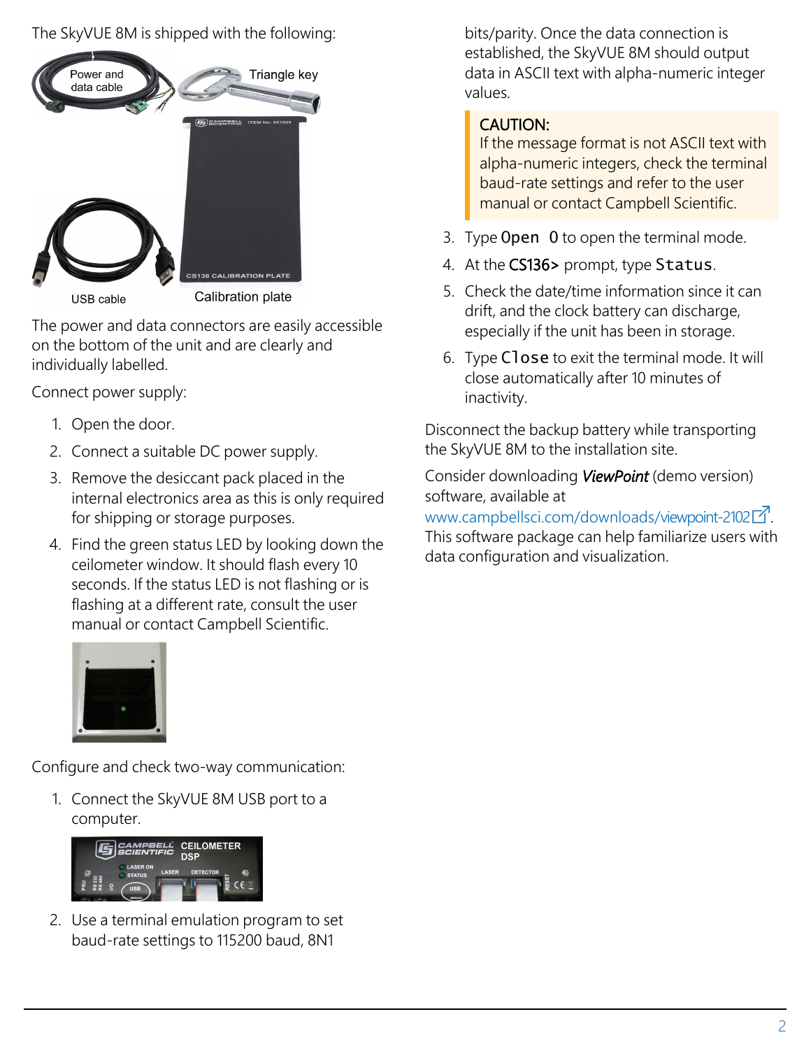The SkyVUE 8M is shipped with the following:

Power and data cable

Triangle key

USB cable

Calibration plate

The power and data connectors are easily accessible on the bottom of the unit and are clearly and individually labelled.

Connect power supply:

1. Open the door.
2. Connect a suitable DC power supply.
3. Remove the desiccant pack placed in the internal electronics area as this is only required for shipping or storage purposes.
4. Find the green status LED by looking down the ceilometer window. It should flash every 10 seconds. If the status LED is not flashing or is flashing at a different rate, consult the user manual or contact Campbell Scientific.

Configure and check two-way communication:

1. Connect the SkyVUE 8M USB port to a computer.
2. Use a terminal emulation program to set baud-rate settings to 115200 baud, 8N1 bits/parity. Once the data connection is established, the SkyVUE 8M should output data in ASCII text with alpha-numeric integer values.

> **CAUTION:**
> If the message format is not ASCII text with alpha-numeric integers, check the terminal baud-rate settings and refer to the user manual or contact Campbell Scientific.

3. Type `Open 0` to open the terminal mode.
4. At the **CS136>** prompt, type `Status`.
5. Check the date/time information since it can drift, and the clock battery can discharge, especially if the unit has been in storage.
6. Type `Close` to exit the terminal mode. It will close automatically after 10 minutes of inactivity.

Disconnect the backup battery while transporting the SkyVUE 8M to the installation site.

Consider downloading ***ViewPoint*** (demo version) software, available at www.campbellsci.com/downloads/viewpoint-2102. This software package can help familiarize users with data configuration and visualization.